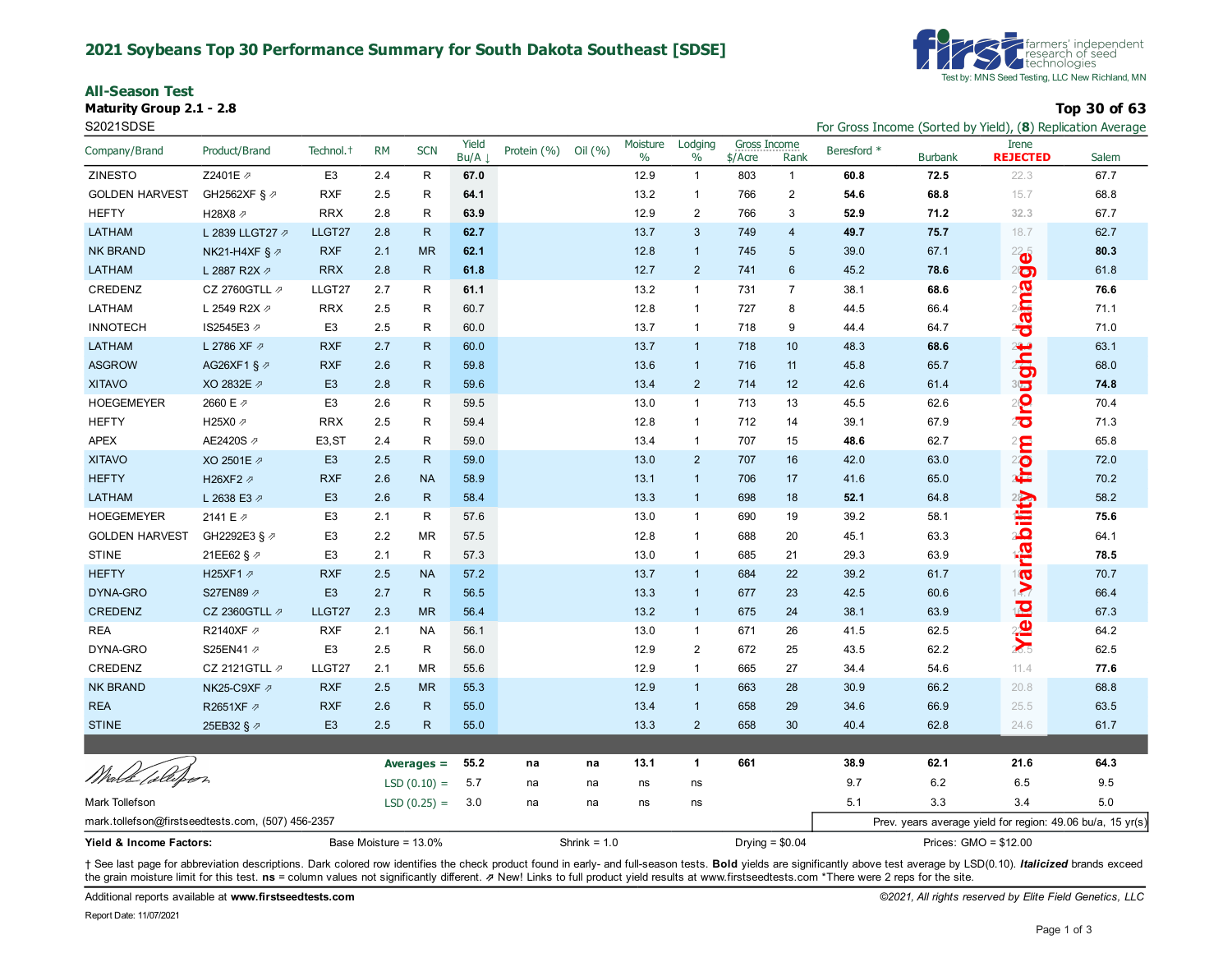# 2021 Soybeans Top 30 Performance Summary for South Dakota Southeast [SDSE]

first farmers' independent research of seed technologies
Test by: MNS Seed Testing, LLC New Richland, MN

## All-Season Test

**Maturity Group 2.1 - 2.8**

S2021SDSE

**Top 30 of 63**

For Gross Income (Sorted by Yield), (**8**) Replication Average

| Company/Brand | Product/Brand | Technol.† | RM | SCN | Yield Bu/A ↓ | Protein (%) | Oil (%) | Moisture % | Lodging % | Gross Income $/Acre | Gross Income Rank | Beresford * | Burbank | Irene **REJECTED** | Salem |
|---|---|---|---|---|---|---|---|---|---|---|---|---|---|---|---|
| ZINESTO | Z2401E ⇗ | E3 | 2.4 | R | **67.0** | | | 12.9 | 1 | 803 | 1 | **60.8** | **72.5** | 22.3 | 67.7 |
| GOLDEN HARVEST | GH2562XF § ⇗ | RXF | 2.5 | R | **64.1** | | | 13.2 | 1 | 766 | 2 | **54.6** | **68.8** | 15.7 | 68.8 |
| HEFTY | H28X8 ⇗ | RRX | 2.8 | R | **63.9** | | | 12.9 | 2 | 766 | 3 | **52.9** | **71.2** | 32.3 | 67.7 |
| LATHAM | L 2839 LLGT27 ⇗ | LLGT27 | 2.8 | R | **62.7** | | | 13.7 | 3 | 749 | 4 | **49.7** | **75.7** | 18.7 | 62.7 |
| NK BRAND | NK21-H4XF § ⇗ | RXF | 2.1 | MR | **62.1** | | | 12.8 | 1 | 745 | 5 | 39.0 | 67.1 | 22.5 | **80.3** |
| LATHAM | L 2887 R2X ⇗ | RRX | 2.8 | R | **61.8** | | | 12.7 | 2 | 741 | 6 | 45.2 | **78.6** | | 61.8 |
| CREDENZ | CZ 2760GTLL ⇗ | LLGT27 | 2.7 | R | **61.1** | | | 13.2 | 1 | 731 | 7 | 38.1 | **68.6** | | **76.6** |
| LATHAM | L 2549 R2X ⇗ | RRX | 2.5 | R | 60.7 | | | 12.8 | 1 | 727 | 8 | 44.5 | 66.4 | | 71.1 |
| INNOTECH | IS2545E3 ⇗ | E3 | 2.5 | R | 60.0 | | | 13.7 | 1 | 718 | 9 | 44.4 | 64.7 | | 71.0 |
| LATHAM | L 2786 XF ⇗ | RXF | 2.7 | R | 60.0 | | | 13.7 | 1 | 718 | 10 | 48.3 | **68.6** | | 63.1 |
| ASGROW | AG26XF1 § ⇗ | RXF | 2.6 | R | 59.8 | | | 13.6 | 1 | 716 | 11 | 45.8 | 65.7 | | 68.0 |
| XITAVO | XO 2832E ⇗ | E3 | 2.8 | R | 59.6 | | | 13.4 | 2 | 714 | 12 | 42.6 | 61.4 | | **74.8** |
| HOEGEMEYER | 2660 E ⇗ | E3 | 2.6 | R | 59.5 | | | 13.0 | 1 | 713 | 13 | 45.5 | 62.6 | | 70.4 |
| HEFTY | H25X0 ⇗ | RRX | 2.5 | R | 59.4 | | | 12.8 | 1 | 712 | 14 | 39.1 | 67.9 | | 71.3 |
| APEX | AE2420S ⇗ | E3,ST | 2.4 | R | 59.0 | | | 13.4 | 1 | 707 | 15 | **48.6** | 62.7 | | 65.8 |
| XITAVO | XO 2501E ⇗ | E3 | 2.5 | R | 59.0 | | | 13.0 | 2 | 707 | 16 | 42.0 | 63.0 | | 72.0 |
| HEFTY | H26XF2 ⇗ | RXF | 2.6 | NA | 58.9 | | | 13.1 | 1 | 706 | 17 | 41.6 | 65.0 | | 70.2 |
| LATHAM | L 2638 E3 ⇗ | E3 | 2.6 | R | 58.4 | | | 13.3 | 1 | 698 | 18 | **52.1** | 64.8 | | 58.2 |
| HOEGEMEYER | 2141 E ⇗ | E3 | 2.1 | R | 57.6 | | | 13.0 | 1 | 690 | 19 | 39.2 | 58.1 | | **75.6** |
| GOLDEN HARVEST | GH2292E3 § ⇗ | E3 | 2.2 | MR | 57.5 | | | 12.8 | 1 | 688 | 20 | 45.1 | 63.3 | | 64.1 |
| STINE | 21EE62 § ⇗ | E3 | 2.1 | R | 57.3 | | | 13.0 | 1 | 685 | 21 | 29.3 | 63.9 | | **78.5** |
| HEFTY | H25XF1 ⇗ | RXF | 2.5 | NA | 57.2 | | | 13.7 | 1 | 684 | 22 | 39.2 | 61.7 | | 70.7 |
| DYNA-GRO | S27EN89 ⇗ | E3 | 2.7 | R | 56.5 | | | 13.3 | 1 | 677 | 23 | 42.5 | 60.6 | 14.7 | 66.4 |
| CREDENZ | CZ 2360GTLL ⇗ | LLGT27 | 2.3 | MR | 56.4 | | | 13.2 | 1 | 675 | 24 | 38.1 | 63.9 | | 67.3 |
| REA | R2140XF ⇗ | RXF | 2.1 | NA | 56.1 | | | 13.0 | 1 | 671 | 26 | 41.5 | 62.5 | | 64.2 |
| DYNA-GRO | S25EN41 ⇗ | E3 | 2.5 | R | 56.0 | | | 12.9 | 2 | 672 | 25 | 43.5 | 62.2 | 22.5 | 62.5 |
| CREDENZ | CZ 2121GTLL ⇗ | LLGT27 | 2.1 | MR | 55.6 | | | 12.9 | 1 | 665 | 27 | 34.4 | 54.6 | 11.4 | **77.6** |
| NK BRAND | NK25-C9XF ⇗ | RXF | 2.5 | MR | 55.3 | | | 12.9 | 1 | 663 | 28 | 30.9 | 66.2 | 20.8 | 68.8 |
| REA | R2651XF ⇗ | RXF | 2.6 | R | 55.0 | | | 13.4 | 1 | 658 | 29 | 34.6 | 66.9 | 25.5 | 63.5 |
| STINE | 25EB32 § ⇗ | E3 | 2.5 | R | 55.0 | | | 13.3 | 2 | 658 | 30 | 40.4 | 62.8 | 24.6 | 61.7 |
| | | | | **Averages =** | **55.2** | **na** | **na** | **13.1** | **1** | **661** | | **38.9** | **62.1** | **21.6** | **64.3** |
| | | | | LSD (0.10) = | 5.7 | na | na | ns | ns | | | 9.7 | 6.2 | 6.5 | 9.5 |
| | | | | LSD (0.25) = | 3.0 | na | na | ns | ns | | | 5.1 | 3.3 | 3.4 | 5.0 |

Irene: Yield variability from drought damage

Mark Tollefson
mark.tollefson@firstseedtests.com, (507) 456-2357

Prev. years average yield for region: 49.06 bu/a, 15 yr(s)

**Yield & Income Factors:** Base Moisture = 13.0% Shrink = 1.0 Drying = $0.04 Prices: GMO = $12.00

† See last page for abbreviation descriptions. Dark colored row identifies the check product found in early- and full-season tests. **Bold** yields are significantly above test average by LSD(0.10). ***Italicized*** brands exceed the grain moisture limit for this test. **ns** = column values not significantly different. ⇗ New! Links to full product yield results at www.firstseedtests.com *There were 2 reps for the site.

Additional reports available at **www.firstseedtests.com**

*©2021, All rights reserved by Elite Field Genetics, LLC*

Report Date: 11/07/2021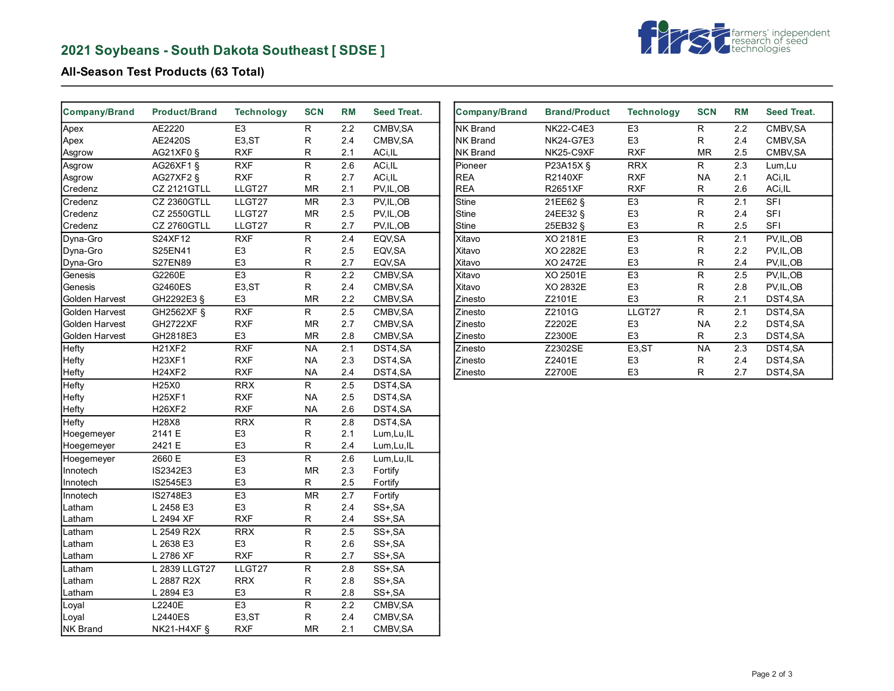## 2021 Soybeans - South Dakota Southeast [ SDSE ]

farmers' independent research of seed technologies

### All-Season Test Products (63 Total)

| Company/Brand | Product/Brand | Technology | SCN | RM | Seed Treat. |
|---|---|---|---|---|---|
| Apex | AE2220 | E3 | R | 2.2 | CMBV,SA |
| Apex | AE2420S | E3,ST | R | 2.4 | CMBV,SA |
| Asgrow | AG21XF0 § | RXF | R | 2.1 | ACi,IL |
| Asgrow | AG26XF1 § | RXF | R | 2.6 | ACi,IL |
| Asgrow | AG27XF2 § | RXF | R | 2.7 | ACi,IL |
| Credenz | CZ 2121GTLL | LLGT27 | MR | 2.1 | PV,IL,OB |
| Credenz | CZ 2360GTLL | LLGT27 | MR | 2.3 | PV,IL,OB |
| Credenz | CZ 2550GTLL | LLGT27 | MR | 2.5 | PV,IL,OB |
| Credenz | CZ 2760GTLL | LLGT27 | R | 2.7 | PV,IL,OB |
| Dyna-Gro | S24XF12 | RXF | R | 2.4 | EQV,SA |
| Dyna-Gro | S25EN41 | E3 | R | 2.5 | EQV,SA |
| Dyna-Gro | S27EN89 | E3 | R | 2.7 | EQV,SA |
| Genesis | G2260E | E3 | R | 2.2 | CMBV,SA |
| Genesis | G2460ES | E3,ST | R | 2.4 | CMBV,SA |
| Golden Harvest | GH2292E3 § | E3 | MR | 2.2 | CMBV,SA |
| Golden Harvest | GH2562XF § | RXF | R | 2.5 | CMBV,SA |
| Golden Harvest | GH2722XF | RXF | MR | 2.7 | CMBV,SA |
| Golden Harvest | GH2818E3 | E3 | MR | 2.8 | CMBV,SA |
| Hefty | H21XF2 | RXF | NA | 2.1 | DST4,SA |
| Hefty | H23XF1 | RXF | NA | 2.3 | DST4,SA |
| Hefty | H24XF2 | RXF | NA | 2.4 | DST4,SA |
| Hefty | H25X0 | RRX | R | 2.5 | DST4,SA |
| Hefty | H25XF1 | RXF | NA | 2.5 | DST4,SA |
| Hefty | H26XF2 | RXF | NA | 2.6 | DST4,SA |
| Hefty | H28X8 | RRX | R | 2.8 | DST4,SA |
| Hoegemeyer | 2141 E | E3 | R | 2.1 | Lum,Lu,IL |
| Hoegemeyer | 2421 E | E3 | R | 2.4 | Lum,Lu,IL |
| Hoegemeyer | 2660 E | E3 | R | 2.6 | Lum,Lu,IL |
| Innotech | IS2342E3 | E3 | MR | 2.3 | Fortify |
| Innotech | IS2545E3 | E3 | R | 2.5 | Fortify |
| Innotech | IS2748E3 | E3 | MR | 2.7 | Fortify |
| Latham | L 2458 E3 | E3 | R | 2.4 | SS+,SA |
| Latham | L 2494 XF | RXF | R | 2.4 | SS+,SA |
| Latham | L 2549 R2X | RRX | R | 2.5 | SS+,SA |
| Latham | L 2638 E3 | E3 | R | 2.6 | SS+,SA |
| Latham | L 2786 XF | RXF | R | 2.7 | SS+,SA |
| Latham | L 2839 LLGT27 | LLGT27 | R | 2.8 | SS+,SA |
| Latham | L 2887 R2X | RRX | R | 2.8 | SS+,SA |
| Latham | L 2894 E3 | E3 | R | 2.8 | SS+,SA |
| Loyal | L2240E | E3 | R | 2.2 | CMBV,SA |
| Loyal | L2440ES | E3,ST | R | 2.4 | CMBV,SA |
| NK Brand | NK21-H4XF § | RXF | MR | 2.1 | CMBV,SA |
| NK Brand | NK22-C4E3 | E3 | R | 2.2 | CMBV,SA |
| NK Brand | NK24-G7E3 | E3 | R | 2.4 | CMBV,SA |
| NK Brand | NK25-C9XF | RXF | MR | 2.5 | CMBV,SA |
| Pioneer | P23A15X § | RRX | R | 2.3 | Lum,Lu |
| REA | R2140XF | RXF | NA | 2.1 | ACi,IL |
| REA | R2651XF | RXF | R | 2.6 | ACi,IL |
| Stine | 21EE62 § | E3 | R | 2.1 | SFI |
| Stine | 24EE32 § | E3 | R | 2.4 | SFI |
| Stine | 25EB32 § | E3 | R | 2.5 | SFI |
| Xitavo | XO 2181E | E3 | R | 2.1 | PV,IL,OB |
| Xitavo | XO 2282E | E3 | R | 2.2 | PV,IL,OB |
| Xitavo | XO 2472E | E3 | R | 2.4 | PV,IL,OB |
| Xitavo | XO 2501E | E3 | R | 2.5 | PV,IL,OB |
| Xitavo | XO 2832E | E3 | R | 2.8 | PV,IL,OB |
| Zinesto | Z2101E | E3 | R | 2.1 | DST4,SA |
| Zinesto | Z2101G | LLGT27 | R | 2.1 | DST4,SA |
| Zinesto | Z2202E | E3 | NA | 2.2 | DST4,SA |
| Zinesto | Z2300E | E3 | R | 2.3 | DST4,SA |
| Zinesto | Z2302SE | E3,ST | NA | 2.3 | DST4,SA |
| Zinesto | Z2401E | E3 | R | 2.4 | DST4,SA |
| Zinesto | Z2700E | E3 | R | 2.7 | DST4,SA |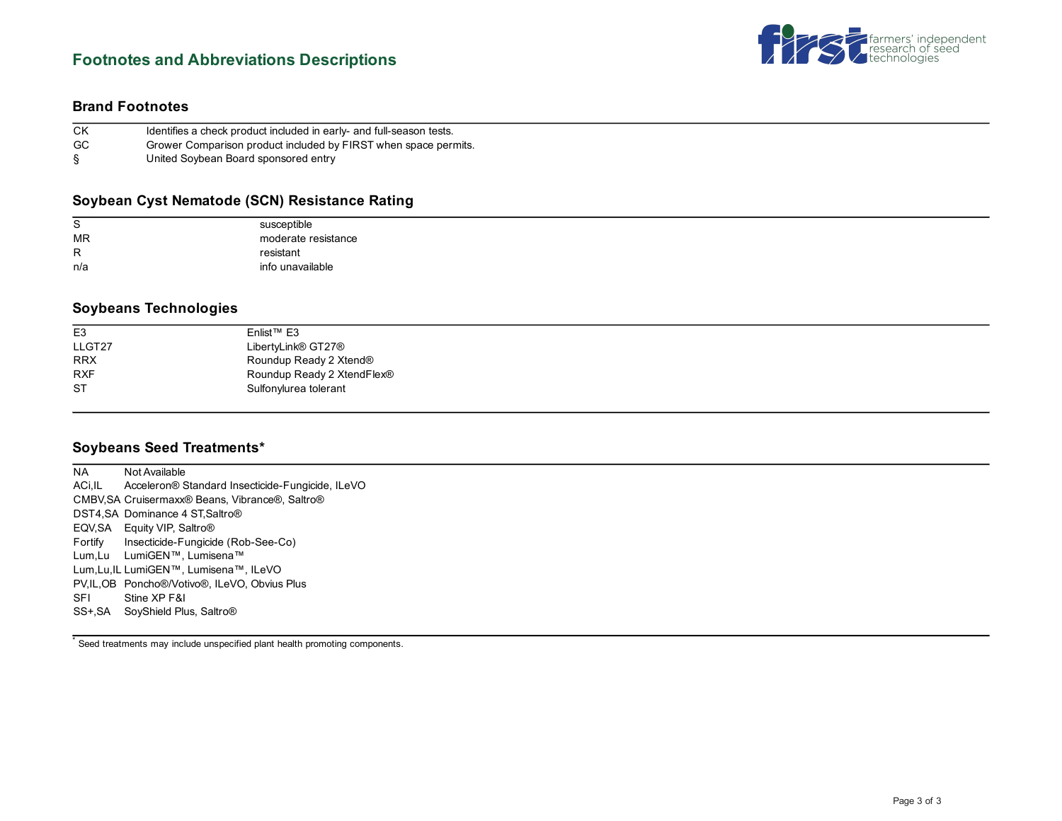## Footnotes and Abbreviations Descriptions

### Brand Footnotes

| | |
|---|---|
| CK | Identifies a check product included in early- and full-season tests. |
| GC | Grower Comparison product included by FIRST when space permits. |
| § | United Soybean Board sponsored entry |

### Soybean Cyst Nematode (SCN) Resistance Rating

| | |
|---|---|
| S | susceptible |
| MR | moderate resistance |
| R | resistant |
| n/a | info unavailable |

### Soybeans Technologies

| | |
|---|---|
| E3 | Enlist™ E3 |
| LLGT27 | LibertyLink® GT27® |
| RRX | Roundup Ready 2 Xtend® |
| RXF | Roundup Ready 2 XtendFlex® |
| ST | Sulfonylurea tolerant |

### Soybeans Seed Treatments*

| | |
|---|---|
| NA | Not Available |
| ACi,IL | Acceleron® Standard Insecticide-Fungicide, ILeVO |
| CMBV,SA | Cruisermaxx® Beans, Vibrance®, Saltro® |
| DST4,SA | Dominance 4 ST,Saltro® |
| EQV,SA | Equity VIP, Saltro® |
| Fortify | Insecticide-Fungicide (Rob-See-Co) |
| Lum,Lu | LumiGEN™, Lumisena™ |
| Lum,Lu,IL | LumiGEN™, Lumisena™, ILeVO |
| PV,IL,OB | Poncho®/Votivo®, ILeVO, Obvius Plus |
| SFI | Stine XP F&I |
| SS+,SA | SoyShield Plus, Saltro® |

* Seed treatments may include unspecified plant health promoting components.